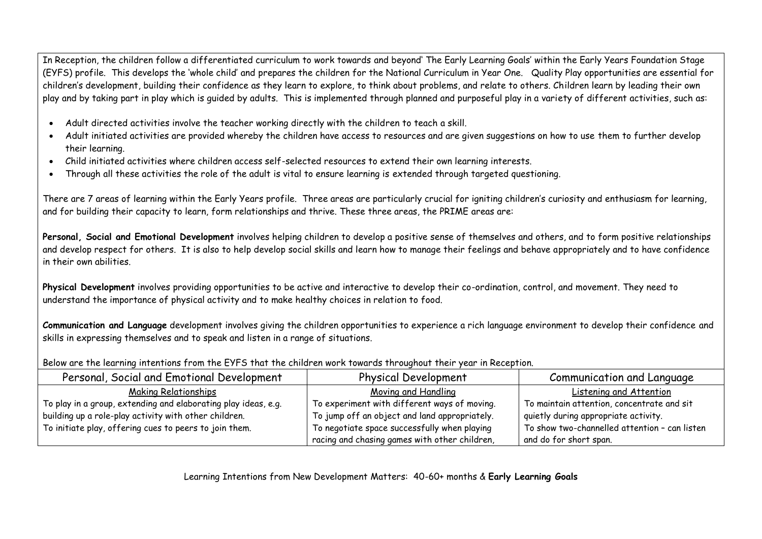In Reception, the children follow a differentiated curriculum to work towards and beyond' The Early Learning Goals' within the Early Years Foundation Stage (EYFS) profile. This develops the 'whole child' and prepares the children for the National Curriculum in Year One. Quality Play opportunities are essential for children's development, building their confidence as they learn to explore, to think about problems, and relate to others. Children learn by leading their own play and by taking part in play which is guided by adults. This is implemented through planned and purposeful play in a variety of different activities, such as:

- Adult directed activities involve the teacher working directly with the children to teach a skill.
- Adult initiated activities are provided whereby the children have access to resources and are given suggestions on how to use them to further develop their learning.
- Child initiated activities where children access self-selected resources to extend their own learning interests.
- Through all these activities the role of the adult is vital to ensure learning is extended through targeted questioning.

There are 7 areas of learning within the Early Years profile. Three areas are particularly crucial for igniting children's curiosity and enthusiasm for learning, and for building their capacity to learn, form relationships and thrive. These three areas, the PRIME areas are:

**Personal, Social and Emotional Development** involves helping children to develop a positive sense of themselves and others, and to form positive relationships and develop respect for others. It is also to help develop social skills and learn how to manage their feelings and behave appropriately and to have confidence in their own abilities.

**Physical Development** involves providing opportunities to be active and interactive to develop their co-ordination, control, and movement. They need to understand the importance of physical activity and to make healthy choices in relation to food.

**Communication and Language** development involves giving the children opportunities to experience a rich language environment to develop their confidence and skills in expressing themselves and to speak and listen in a range of situations.

Below are the learning intentions from the EYFS that the children work towards throughout their year in Reception.

| Personal, Social and Emotional Development | Physical Development | Communication and Language |
|---|---|---|
| Making Relationships | Moving and Handling | Listening and Attention |
| To play in a group, extending and elaborating play ideas, e.g. building up a role-play activity with other children.<br>To initiate play, offering cues to peers to join them. | To experiment with different ways of moving.<br>To jump off an object and land appropriately.<br>To negotiate space successfully when playing racing and chasing games with other children, | To maintain attention, concentrate and sit quietly during appropriate activity.<br>To show two-channelled attention – can listen and do for short span. |

Learning Intentions from New Development Matters: 40-60+ months & **Early Learning Goals**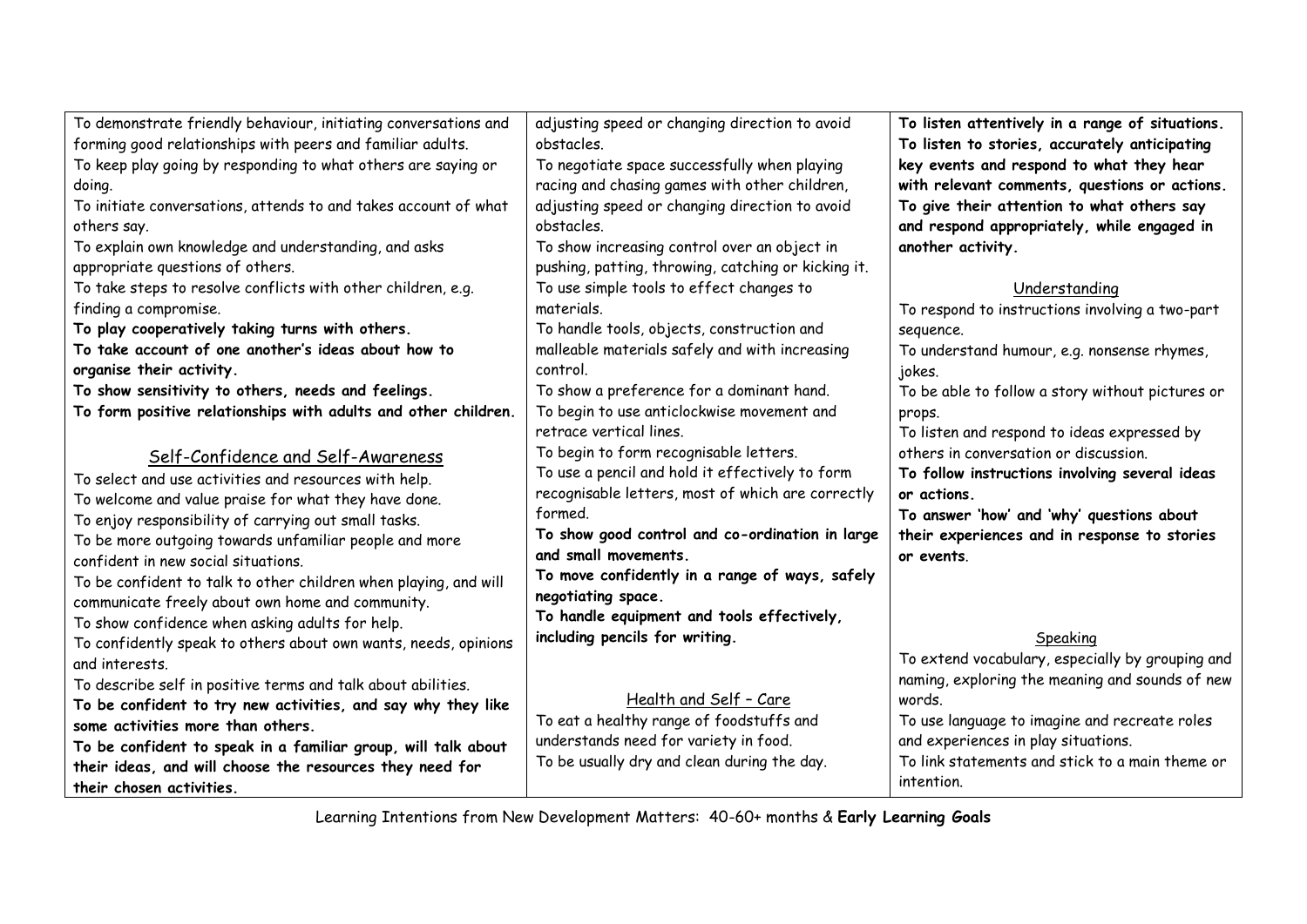To demonstrate friendly behaviour, initiating conversations and forming good relationships with peers and familiar adults.
To keep play going by responding to what others are saying or doing.
To initiate conversations, attends to and takes account of what others say.
To explain own knowledge and understanding, and asks appropriate questions of others.
To take steps to resolve conflicts with other children, e.g. finding a compromise.
**To play cooperatively taking turns with others.**
**To take account of one another's ideas about how to organise their activity.**
**To show sensitivity to others, needs and feelings.**
**To form positive relationships with adults and other children.**

## Self-Confidence and Self-Awareness

To select and use activities and resources with help.
To welcome and value praise for what they have done.
To enjoy responsibility of carrying out small tasks.
To be more outgoing towards unfamiliar people and more confident in new social situations.
To be confident to talk to other children when playing, and will communicate freely about own home and community.
To show confidence when asking adults for help.
To confidently speak to others about own wants, needs, opinions and interests.
To describe self in positive terms and talk about abilities.
**To be confident to try new activities, and say why they like some activities more than others.**
**To be confident to speak in a familiar group, will talk about their ideas, and will choose the resources they need for their chosen activities.**

adjusting speed or changing direction to avoid obstacles.
To negotiate space successfully when playing racing and chasing games with other children, adjusting speed or changing direction to avoid obstacles.
To show increasing control over an object in pushing, patting, throwing, catching or kicking it.
To use simple tools to effect changes to materials.
To handle tools, objects, construction and malleable materials safely and with increasing control.
To show a preference for a dominant hand.
To begin to use anticlockwise movement and retrace vertical lines.
To begin to form recognisable letters.
To use a pencil and hold it effectively to form recognisable letters, most of which are correctly formed.
**To show good control and co-ordination in large and small movements.**
**To move confidently in a range of ways, safely negotiating space.**
**To handle equipment and tools effectively, including pencils for writing.**

## Health and Self – Care

To eat a healthy range of foodstuffs and understands need for variety in food.
To be usually dry and clean during the day.

**To listen attentively in a range of situations.**
**To listen to stories, accurately anticipating key events and respond to what they hear with relevant comments, questions or actions.**
**To give their attention to what others say and respond appropriately, while engaged in another activity.**

## Understanding

To respond to instructions involving a two-part sequence.
To understand humour, e.g. nonsense rhymes, jokes.
To be able to follow a story without pictures or props.
To listen and respond to ideas expressed by others in conversation or discussion.
**To follow instructions involving several ideas or actions.**
**To answer 'how' and 'why' questions about their experiences and in response to stories or events.**

## Speaking

To extend vocabulary, especially by grouping and naming, exploring the meaning and sounds of new words.
To use language to imagine and recreate roles and experiences in play situations.
To link statements and stick to a main theme or intention.

Learning Intentions from New Development Matters: 40-60+ months & **Early Learning Goals**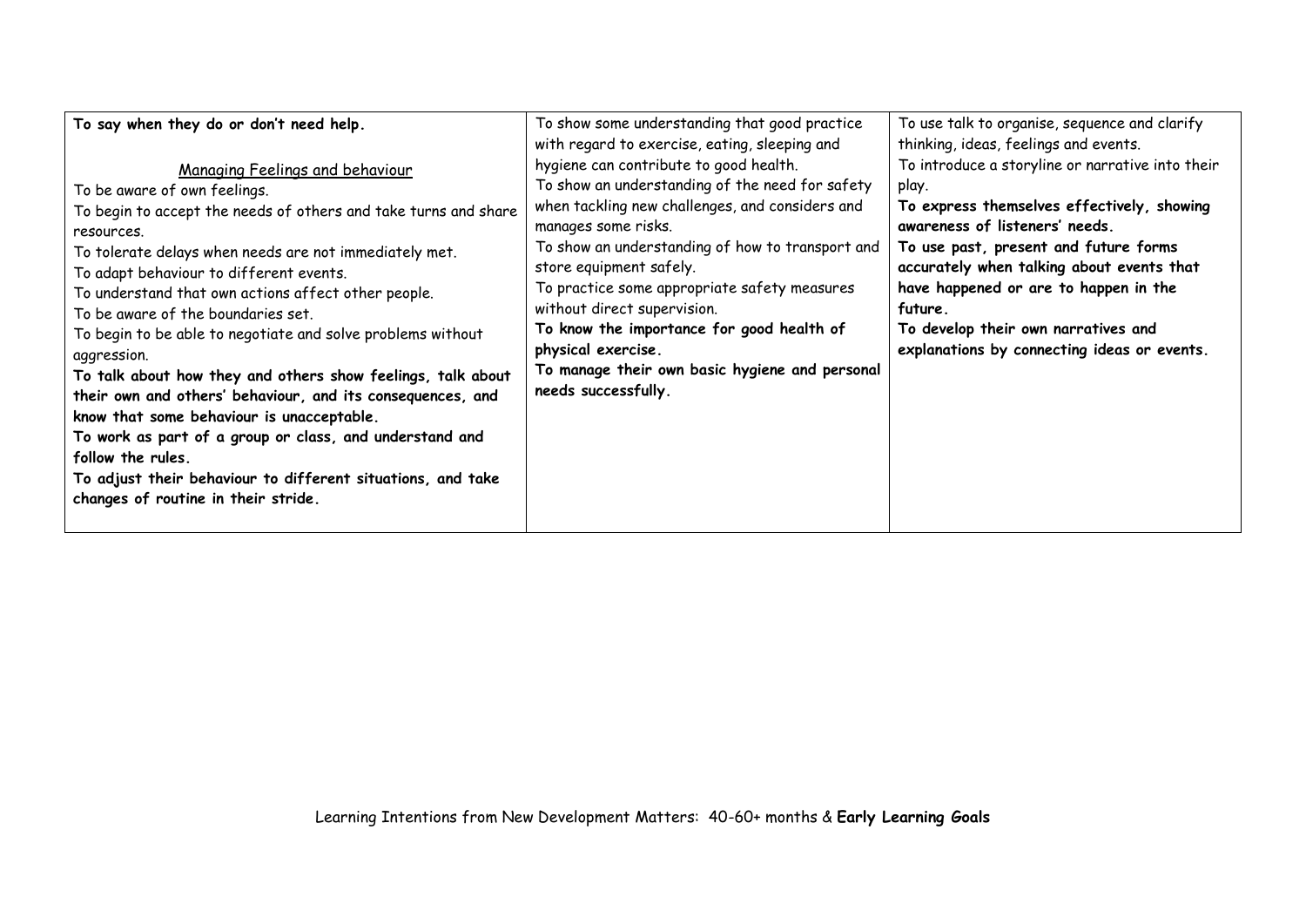| | | |
|---|---|---|
| **To say when they do or don't need help.**<br><br><u>Managing Feelings and behaviour</u><br>To be aware of own feelings.<br>To begin to accept the needs of others and take turns and share resources.<br>To tolerate delays when needs are not immediately met.<br>To adapt behaviour to different events.<br>To understand that own actions affect other people.<br>To be aware of the boundaries set.<br>To begin to be able to negotiate and solve problems without aggression.<br>**To talk about how they and others show feelings, talk about their own and others' behaviour, and its consequences, and know that some behaviour is unacceptable.**<br>**To work as part of a group or class, and understand and follow the rules.**<br>**To adjust their behaviour to different situations, and take changes of routine in their stride.** | To show some understanding that good practice with regard to exercise, eating, sleeping and hygiene can contribute to good health.<br>To show an understanding of the need for safety when tackling new challenges, and considers and manages some risks.<br>To show an understanding of how to transport and store equipment safely.<br>To practice some appropriate safety measures without direct supervision.<br>**To know the importance for good health of physical exercise.**<br>**To manage their own basic hygiene and personal needs successfully.** | To use talk to organise, sequence and clarify thinking, ideas, feelings and events.<br>To introduce a storyline or narrative into their play.<br>**To express themselves effectively, showing awareness of listeners' needs.**<br>**To use past, present and future forms accurately when talking about events that have happened or are to happen in the future.**<br>**To develop their own narratives and explanations by connecting ideas or events.** |

Learning Intentions from New Development Matters: 40-60+ months & **Early Learning Goals**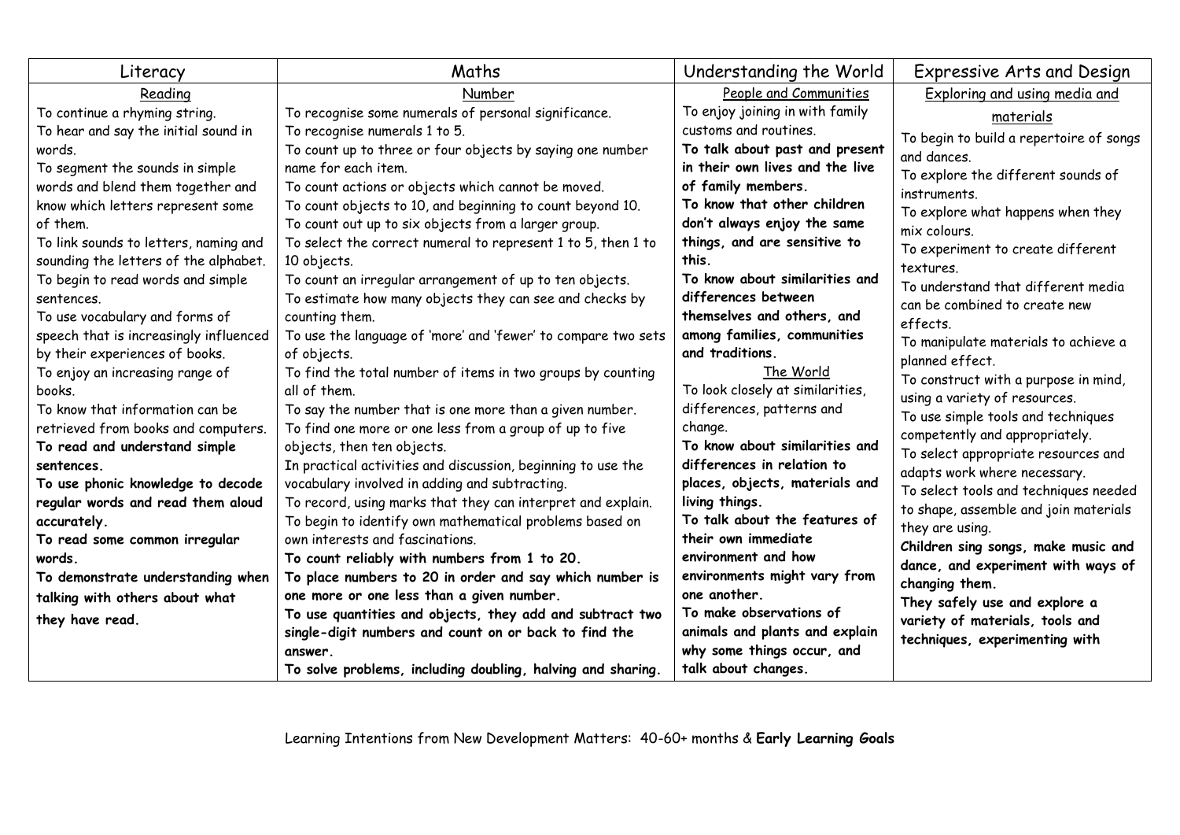| Literacy | Maths | Understanding the World | Expressive Arts and Design |
|---|---|---|---|
| Reading<br>To continue a rhyming string.<br>To hear and say the initial sound in words.<br>To segment the sounds in simple words and blend them together and know which letters represent some of them.<br>To link sounds to letters, naming and sounding the letters of the alphabet.<br>To begin to read words and simple sentences.<br>To use vocabulary and forms of speech that is increasingly influenced by their experiences of books.<br>To enjoy an increasing range of books.<br>To know that information can be retrieved from books and computers.<br>**To read and understand simple sentences.**<br>**To use phonic knowledge to decode regular words and read them aloud accurately.**<br>**To read some common irregular words.**<br>**To demonstrate understanding when talking with others about what they have read.** | Number<br>To recognise some numerals of personal significance.<br>To recognise numerals 1 to 5.<br>To count up to three or four objects by saying one number name for each item.<br>To count actions or objects which cannot be moved.<br>To count objects to 10, and beginning to count beyond 10.<br>To count out up to six objects from a larger group.<br>To select the correct numeral to represent 1 to 5, then 1 to 10 objects.<br>To count an irregular arrangement of up to ten objects.<br>To estimate how many objects they can see and checks by counting them.<br>To use the language of 'more' and 'fewer' to compare two sets of objects.<br>To find the total number of items in two groups by counting all of them.<br>To say the number that is one more than a given number.<br>To find one more or one less from a group of up to five objects, then ten objects.<br>In practical activities and discussion, beginning to use the vocabulary involved in adding and subtracting.<br>To record, using marks that they can interpret and explain.<br>To begin to identify own mathematical problems based on own interests and fascinations.<br>**To count reliably with numbers from 1 to 20.**<br>**To place numbers to 20 in order and say which number is one more or one less than a given number.**<br>**To use quantities and objects, they add and subtract two single-digit numbers and count on or back to find the answer.**<br>**To solve problems, including doubling, halving and sharing.** | People and Communities<br>To enjoy joining in with family customs and routines.<br>**To talk about past and present in their own lives and the live of family members.**<br>**To know that other children don't always enjoy the same things, and are sensitive to this.**<br>**To know about similarities and differences between themselves and others, and among families, communities and traditions.**<br>The World<br>To look closely at similarities, differences, patterns and change.<br>**To know about similarities and differences in relation to places, objects, materials and living things.**<br>**To talk about the features of their own immediate environment and how environments might vary from one another.**<br>**To make observations of animals and plants and explain why some things occur, and talk about changes.** | Exploring and using media and materials<br>To begin to build a repertoire of songs and dances.<br>To explore the different sounds of instruments.<br>To explore what happens when they mix colours.<br>To experiment to create different textures.<br>To understand that different media can be combined to create new effects.<br>To manipulate materials to achieve a planned effect.<br>To construct with a purpose in mind, using a variety of resources.<br>To use simple tools and techniques competently and appropriately.<br>To select appropriate resources and adapts work where necessary.<br>To select tools and techniques needed to shape, assemble and join materials they are using.<br>**Children sing songs, make music and dance, and experiment with ways of changing them.**<br>**They safely use and explore a variety of materials, tools and techniques, experimenting with** |

Learning Intentions from New Development Matters: 40-60+ months & **Early Learning Goals**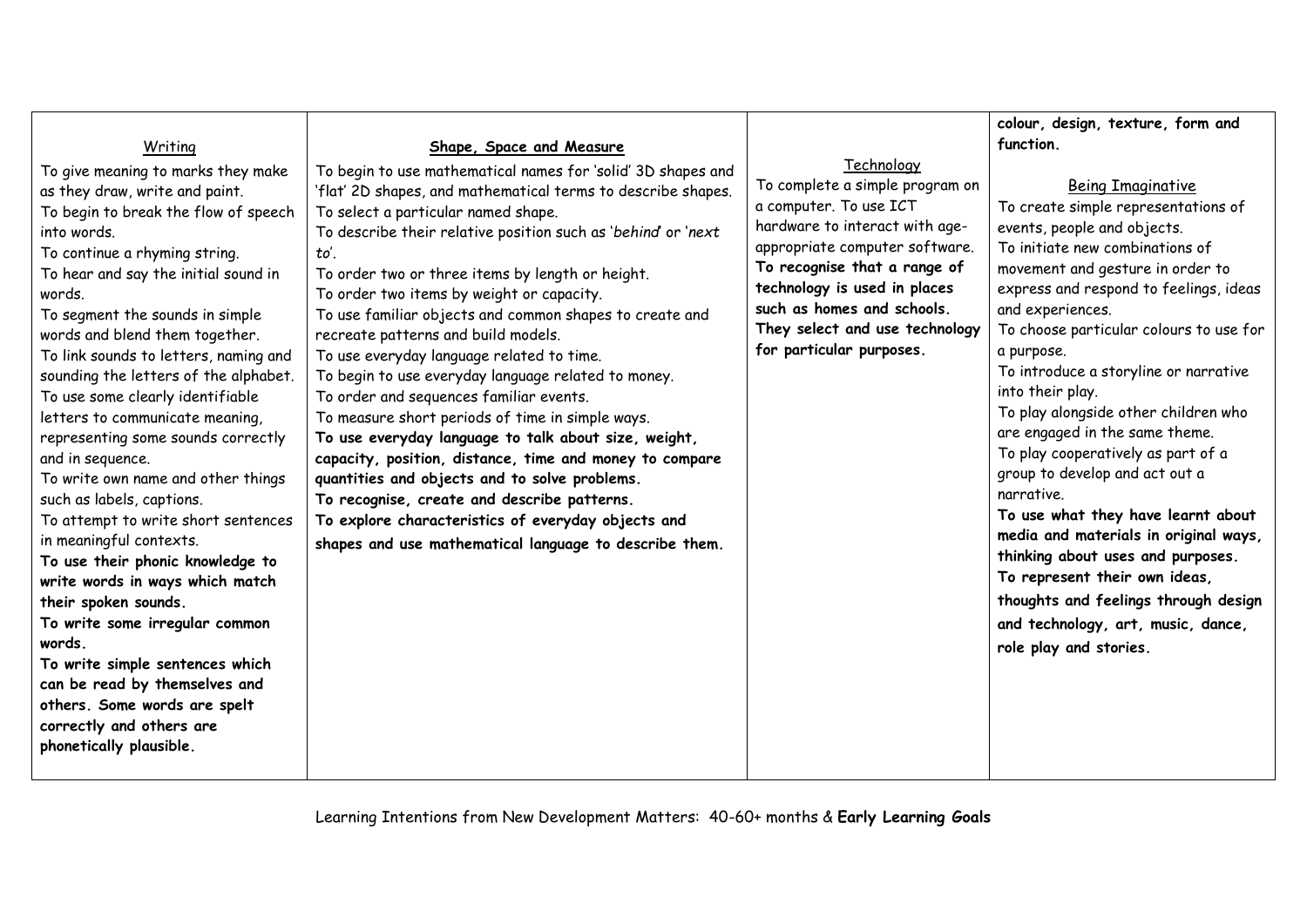| Writing | Shape, Space and Measure | Technology | colour, design, texture, form and function. |
|---|---|---|---|
| To give meaning to marks they make as they draw, write and paint.<br>To begin to break the flow of speech into words.<br>To continue a rhyming string.<br>To hear and say the initial sound in words.<br>To segment the sounds in simple words and blend them together.<br>To link sounds to letters, naming and sounding the letters of the alphabet.<br>To use some clearly identifiable letters to communicate meaning, representing some sounds correctly and in sequence.<br>To write own name and other things such as labels, captions.<br>To attempt to write short sentences in meaningful contexts.<br>**To use their phonic knowledge to write words in ways which match their spoken sounds.**<br>**To write some irregular common words.**<br>**To write simple sentences which can be read by themselves and others. Some words are spelt correctly and others are phonetically plausible.** | To begin to use mathematical names for 'solid' 3D shapes and 'flat' 2D shapes, and mathematical terms to describe shapes.<br>To select a particular named shape.<br>To describe their relative position such as '*behind*' or '*next to*'.<br>To order two or three items by length or height.<br>To order two items by weight or capacity.<br>To use familiar objects and common shapes to create and recreate patterns and build models.<br>To use everyday language related to time.<br>To begin to use everyday language related to money.<br>To order and sequences familiar events.<br>To measure short periods of time in simple ways.<br>**To use everyday language to talk about size, weight, capacity, position, distance, time and money to compare quantities and objects and to solve problems.**<br>**To recognise, create and describe patterns.**<br>**To explore characteristics of everyday objects and shapes and use mathematical language to describe them.** | To complete a simple program on a computer. To use ICT hardware to interact with age-appropriate computer software.<br>**To recognise that a range of technology is used in places such as homes and schools. They select and use technology for particular purposes.** | Being Imaginative<br>To create simple representations of events, people and objects.<br>To initiate new combinations of movement and gesture in order to express and respond to feelings, ideas and experiences.<br>To choose particular colours to use for a purpose.<br>To introduce a storyline or narrative into their play.<br>To play alongside other children who are engaged in the same theme.<br>To play cooperatively as part of a group to develop and act out a narrative.<br>**To use what they have learnt about media and materials in original ways, thinking about uses and purposes.**<br>**To represent their own ideas, thoughts and feelings through design and technology, art, music, dance, role play and stories.** |

Learning Intentions from New Development Matters: 40-60+ months & **Early Learning Goals**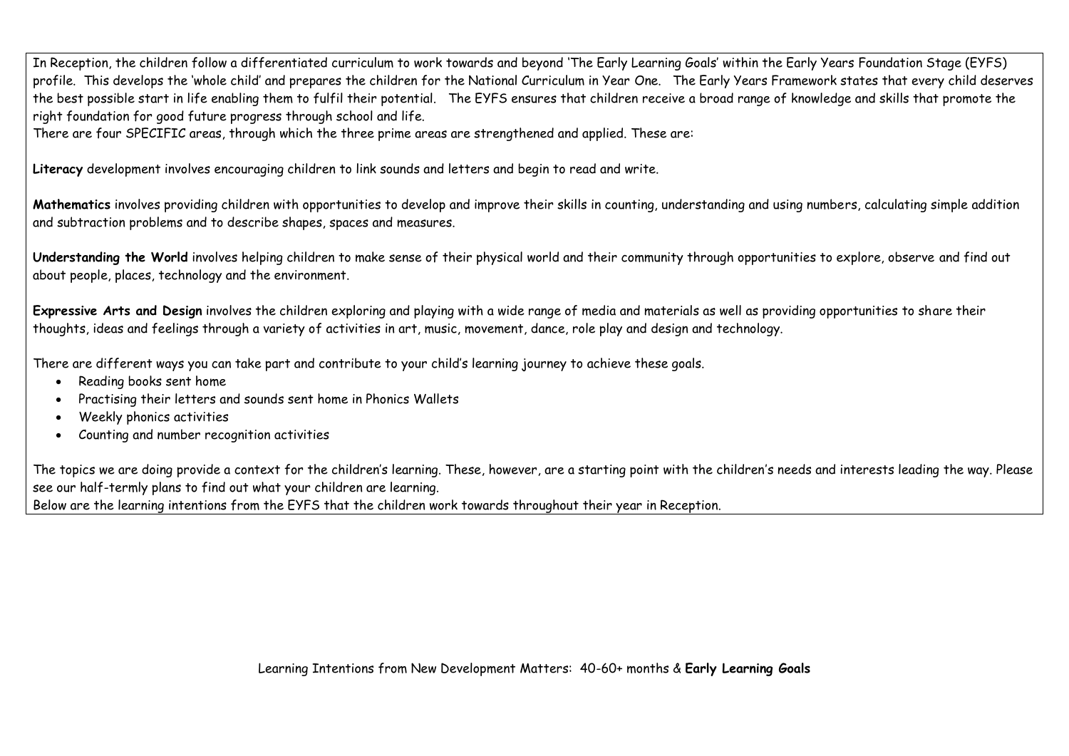In Reception, the children follow a differentiated curriculum to work towards and beyond 'The Early Learning Goals' within the Early Years Foundation Stage (EYFS) profile. This develops the 'whole child' and prepares the children for the National Curriculum in Year One. The Early Years Framework states that every child deserves the best possible start in life enabling them to fulfil their potential. The EYFS ensures that children receive a broad range of knowledge and skills that promote the right foundation for good future progress through school and life.

There are four SPECIFIC areas, through which the three prime areas are strengthened and applied. These are:

**Literacy** development involves encouraging children to link sounds and letters and begin to read and write.

**Mathematics** involves providing children with opportunities to develop and improve their skills in counting, understanding and using numbers, calculating simple addition and subtraction problems and to describe shapes, spaces and measures.

**Understanding the World** involves helping children to make sense of their physical world and their community through opportunities to explore, observe and find out about people, places, technology and the environment.

**Expressive Arts and Design** involves the children exploring and playing with a wide range of media and materials as well as providing opportunities to share their thoughts, ideas and feelings through a variety of activities in art, music, movement, dance, role play and design and technology.

There are different ways you can take part and contribute to your child's learning journey to achieve these goals.

- Reading books sent home
- Practising their letters and sounds sent home in Phonics Wallets
- Weekly phonics activities
- Counting and number recognition activities

The topics we are doing provide a context for the children's learning. These, however, are a starting point with the children's needs and interests leading the way. Please see our half-termly plans to find out what your children are learning.

Below are the learning intentions from the EYFS that the children work towards throughout their year in Reception.

Learning Intentions from New Development Matters: 40-60+ months & **Early Learning Goals**